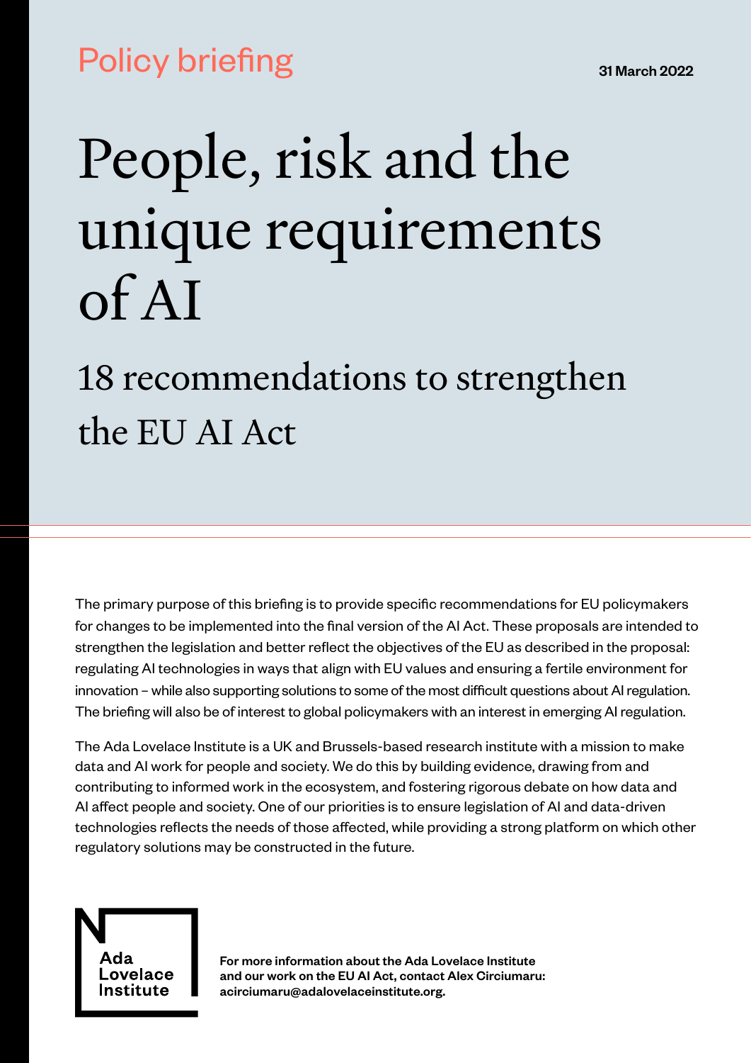Policy briefing

31 March 2022

# People, risk and the unique requirements of AI

## 18 recommendations to strengthen the EU AI Act

The primary purpose of this briefing is to provide specific recommendations for EU policymakers for changes to be implemented into the final version of the AI Act. These proposals are intended to strengthen the legislation and better reflect the objectives of the EU as described in the proposal: regulating AI technologies in ways that align with EU values and ensuring a fertile environment for innovation – while also supporting solutions to some of the most difficult questions about AI regulation. The briefing will also be of interest to global policymakers with an interest in emerging AI regulation.

The Ada Lovelace Institute is a UK and Brussels-based research institute with a mission to make data and AI work for people and society. We do this by building evidence, drawing from and contributing to informed work in the ecosystem, and fostering rigorous debate on how data and AI affect people and society. One of our priorities is to ensure legislation of AI and data-driven technologies reflects the needs of those affected, while providing a strong platform on which other regulatory solutions may be constructed in the future.

Ada Lovelace Institute

**For more information about the Ada Lovelace Institute and our work on the EU AI Act, contact Alex Circiumaru: acirciumaru@adalovelaceinstitute.org.**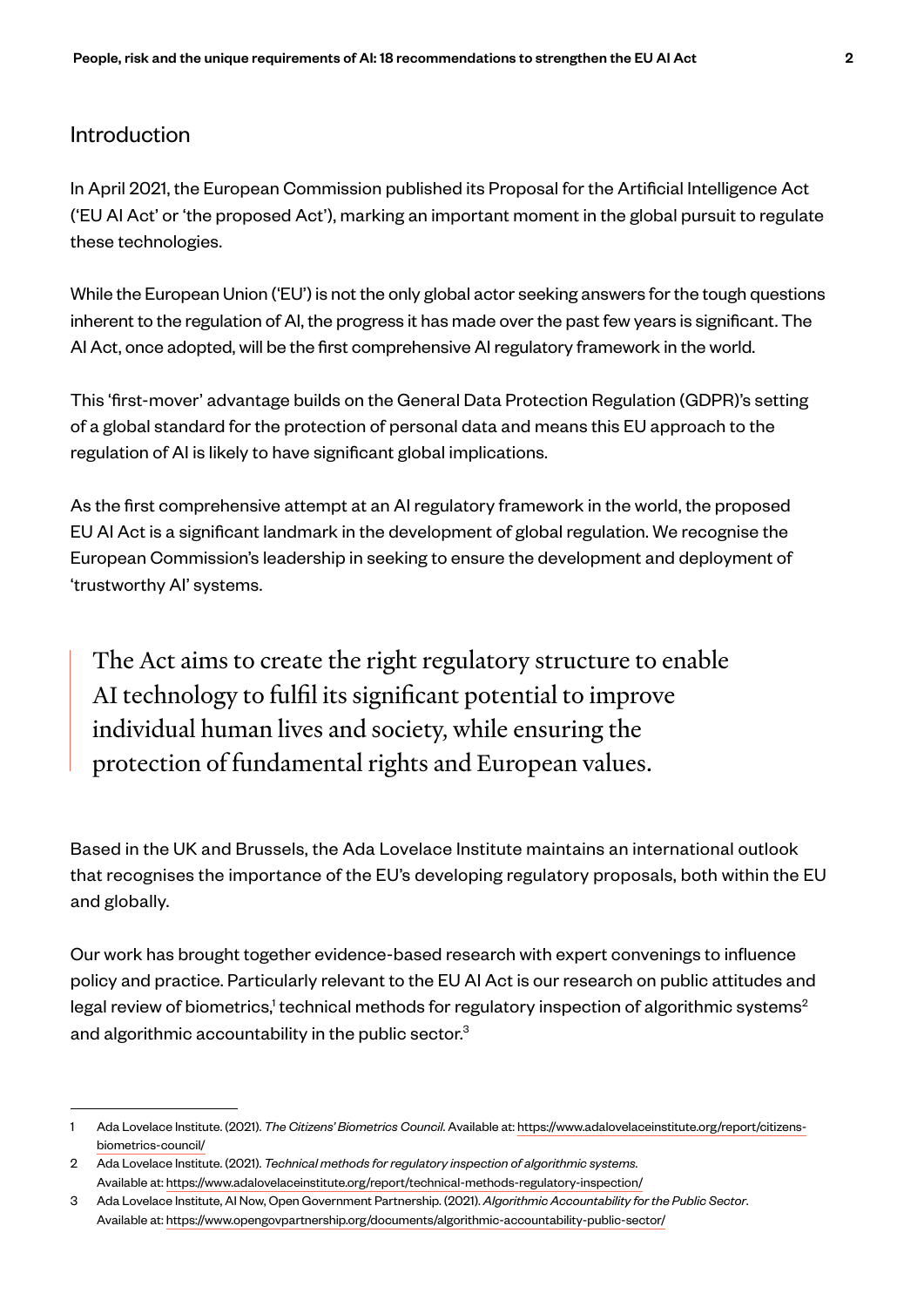## Introduction

In April 2021, the European Commission published its Proposal for the Artificial Intelligence Act ('EU AI Act' or 'the proposed Act'), marking an important moment in the global pursuit to regulate these technologies.

While the European Union ('EU') is not the only global actor seeking answers for the tough questions inherent to the regulation of AI, the progress it has made over the past few years is significant. The AI Act, once adopted, will be the first comprehensive AI regulatory framework in the world.

This 'first-mover' advantage builds on the General Data Protection Regulation (GDPR)'s setting of a global standard for the protection of personal data and means this EU approach to the regulation of AI is likely to have significant global implications.

As the first comprehensive attempt at an AI regulatory framework in the world, the proposed EU AI Act is a significant landmark in the development of global regulation. We recognise the European Commission's leadership in seeking to ensure the development and deployment of 'trustworthy AI' systems.

> The Act aims to create the right regulatory structure to enable AI technology to fulfil its significant potential to improve individual human lives and society, while ensuring the protection of fundamental rights and European values.

Based in the UK and Brussels, the Ada Lovelace Institute maintains an international outlook that recognises the importance of the EU's developing regulatory proposals, both within the EU and globally.

Our work has brought together evidence-based research with expert convenings to influence policy and practice. Particularly relevant to the EU AI Act is our research on public attitudes and legal review of biometrics,[1] technical methods for regulatory inspection of algorithmic systems[2] and algorithmic accountability in the public sector.[3]

---

1 Ada Lovelace Institute. (2021). *The Citizens' Biometrics Council*. Available at: https://www.adalovelaceinstitute.org/report/citizens-biometrics-council/

2 Ada Lovelace Institute. (2021). *Technical methods for regulatory inspection of algorithmic systems*. Available at: https://www.adalovelaceinstitute.org/report/technical-methods-regulatory-inspection/

3 Ada Lovelace Institute, AI Now, Open Government Partnership. (2021). *Algorithmic Accountability for the Public Sector*. Available at: https://www.opengovpartnership.org/documents/algorithmic-accountability-public-sector/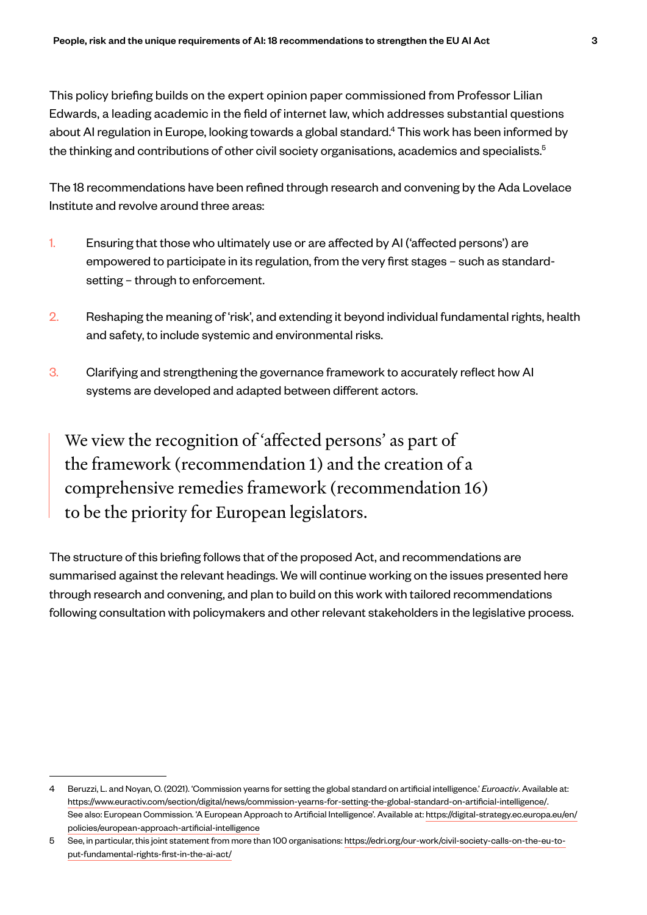This policy briefing builds on the expert opinion paper commissioned from Professor Lilian Edwards, a leading academic in the field of internet law, which addresses substantial questions about AI regulation in Europe, looking towards a global standard.[4] This work has been informed by the thinking and contributions of other civil society organisations, academics and specialists.[5]

The 18 recommendations have been refined through research and convening by the Ada Lovelace Institute and revolve around three areas:

1. Ensuring that those who ultimately use or are affected by AI ('affected persons') are empowered to participate in its regulation, from the very first stages – such as standard-setting – through to enforcement.
2. Reshaping the meaning of 'risk', and extending it beyond individual fundamental rights, health and safety, to include systemic and environmental risks.
3. Clarifying and strengthening the governance framework to accurately reflect how AI systems are developed and adapted between different actors.

> We view the recognition of 'affected persons' as part of the framework (recommendation 1) and the creation of a comprehensive remedies framework (recommendation 16) to be the priority for European legislators.

The structure of this briefing follows that of the proposed Act, and recommendations are summarised against the relevant headings. We will continue working on the issues presented here through research and convening, and plan to build on this work with tailored recommendations following consultation with policymakers and other relevant stakeholders in the legislative process.

---

4 Beruzzi, L. and Noyan, O. (2021). 'Commission yearns for setting the global standard on artificial intelligence.' *Euroactiv*. Available at: https://www.euractiv.com/section/digital/news/commission-yearns-for-setting-the-global-standard-on-artificial-intelligence/. See also: European Commission. 'A European Approach to Artificial Intelligence'. Available at: https://digital-strategy.ec.europa.eu/en/policies/european-approach-artificial-intelligence

5 See, in particular, this joint statement from more than 100 organisations: https://edri.org/our-work/civil-society-calls-on-the-eu-to-put-fundamental-rights-first-in-the-ai-act/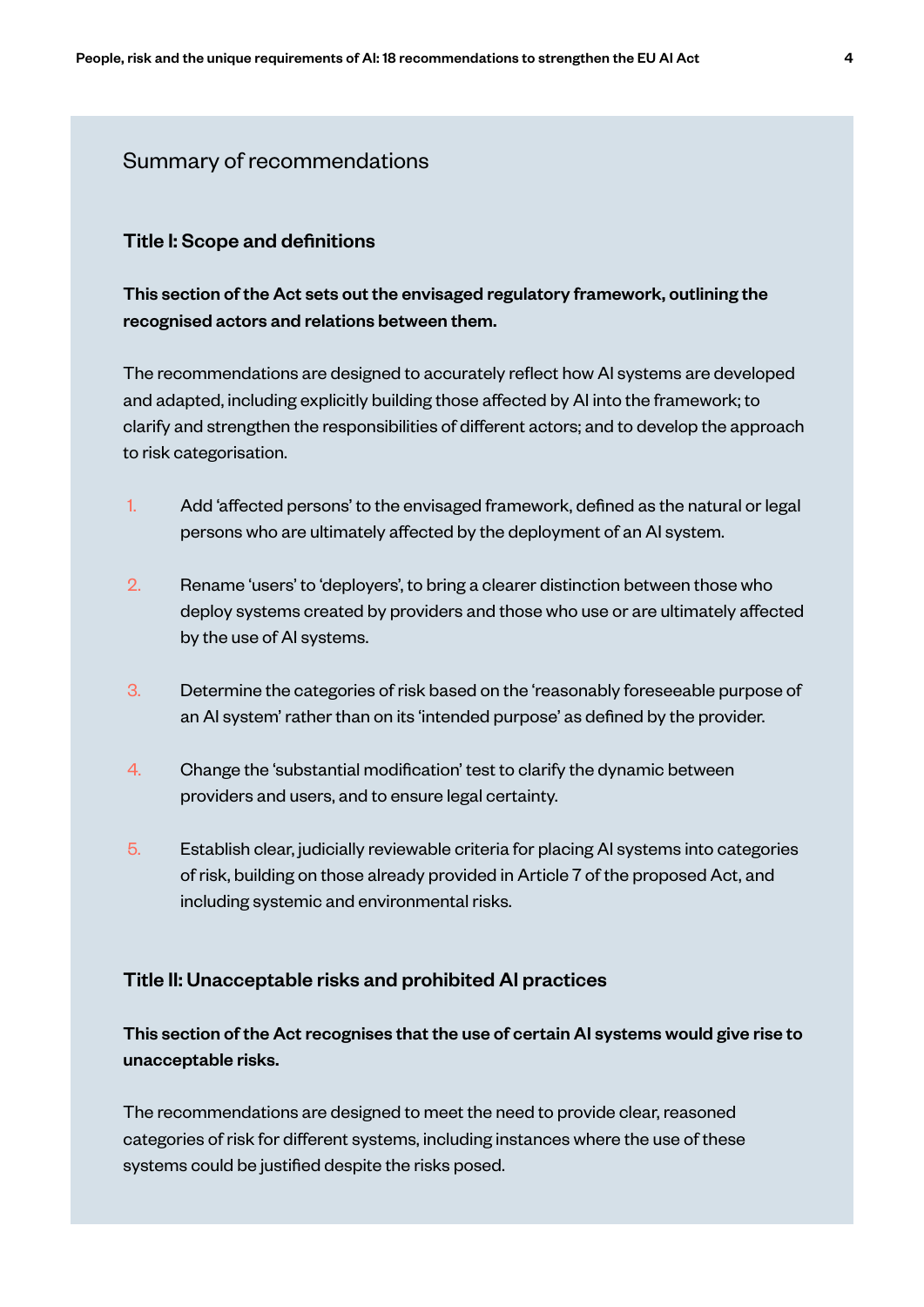## Summary of recommendations

### Title I: Scope and definitions

**This section of the Act sets out the envisaged regulatory framework, outlining the recognised actors and relations between them.**

The recommendations are designed to accurately reflect how AI systems are developed and adapted, including explicitly building those affected by AI into the framework; to clarify and strengthen the responsibilities of different actors; and to develop the approach to risk categorisation.

1. Add 'affected persons' to the envisaged framework, defined as the natural or legal persons who are ultimately affected by the deployment of an AI system.

2. Rename 'users' to 'deployers', to bring a clearer distinction between those who deploy systems created by providers and those who use or are ultimately affected by the use of AI systems.

3. Determine the categories of risk based on the 'reasonably foreseeable purpose of an AI system' rather than on its 'intended purpose' as defined by the provider.

4. Change the 'substantial modification' test to clarify the dynamic between providers and users, and to ensure legal certainty.

5. Establish clear, judicially reviewable criteria for placing AI systems into categories of risk, building on those already provided in Article 7 of the proposed Act, and including systemic and environmental risks.

### Title II: Unacceptable risks and prohibited AI practices

**This section of the Act recognises that the use of certain AI systems would give rise to unacceptable risks.**

The recommendations are designed to meet the need to provide clear, reasoned categories of risk for different systems, including instances where the use of these systems could be justified despite the risks posed.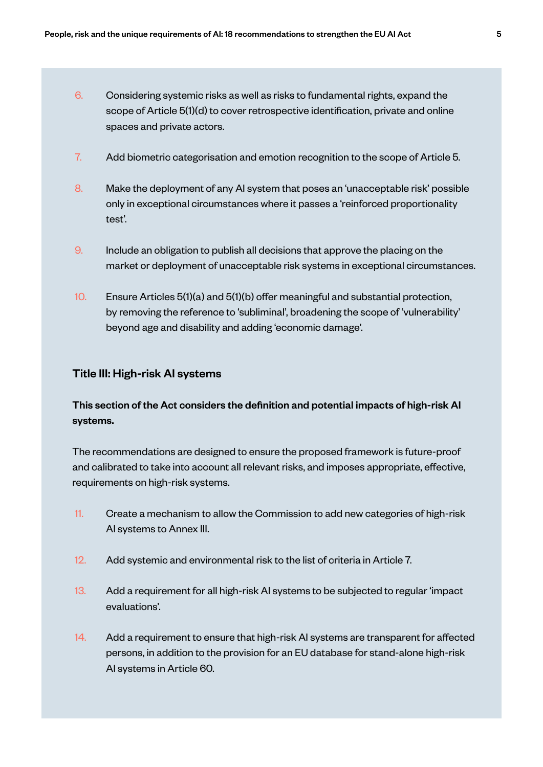6. Considering systemic risks as well as risks to fundamental rights, expand the scope of Article 5(1)(d) to cover retrospective identification, private and online spaces and private actors.

7. Add biometric categorisation and emotion recognition to the scope of Article 5.

8. Make the deployment of any AI system that poses an 'unacceptable risk' possible only in exceptional circumstances where it passes a 'reinforced proportionality test'.

9. Include an obligation to publish all decisions that approve the placing on the market or deployment of unacceptable risk systems in exceptional circumstances.

10. Ensure Articles 5(1)(a) and 5(1)(b) offer meaningful and substantial protection, by removing the reference to 'subliminal', broadening the scope of 'vulnerability' beyond age and disability and adding 'economic damage'.

### Title III: High-risk AI systems

**This section of the Act considers the definition and potential impacts of high-risk AI systems.**

The recommendations are designed to ensure the proposed framework is future-proof and calibrated to take into account all relevant risks, and imposes appropriate, effective, requirements on high-risk systems.

11. Create a mechanism to allow the Commission to add new categories of high-risk AI systems to Annex III.

12. Add systemic and environmental risk to the list of criteria in Article 7.

13. Add a requirement for all high-risk AI systems to be subjected to regular 'impact evaluations'.

14. Add a requirement to ensure that high-risk AI systems are transparent for affected persons, in addition to the provision for an EU database for stand-alone high-risk AI systems in Article 60.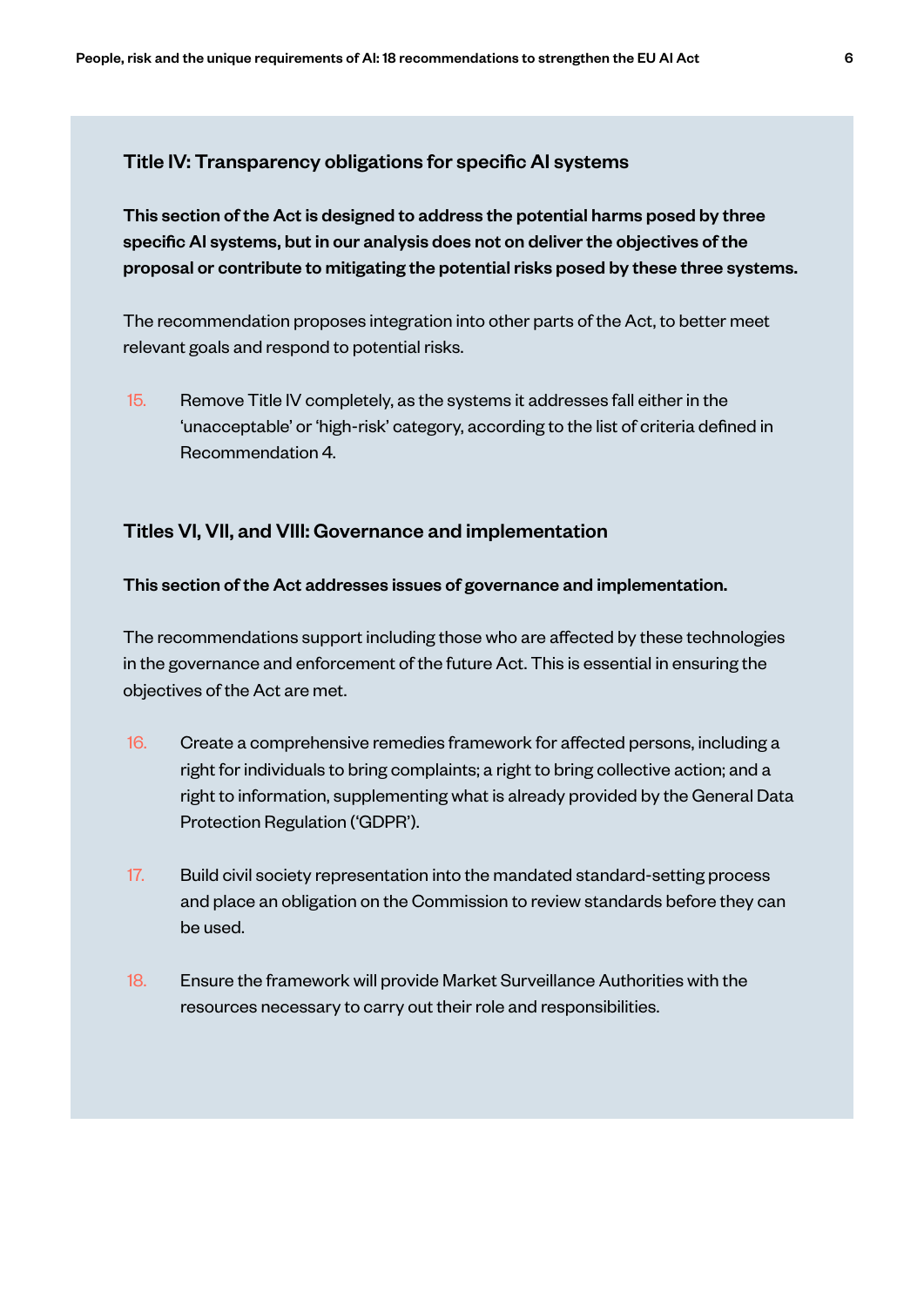### Title IV: Transparency obligations for specific AI systems

**This section of the Act is designed to address the potential harms posed by three specific AI systems, but in our analysis does not on deliver the objectives of the proposal or contribute to mitigating the potential risks posed by these three systems.**

The recommendation proposes integration into other parts of the Act, to better meet relevant goals and respond to potential risks.

15. Remove Title IV completely, as the systems it addresses fall either in the 'unacceptable' or 'high-risk' category, according to the list of criteria defined in Recommendation 4.

### Titles VI, VII, and VIII: Governance and implementation

**This section of the Act addresses issues of governance and implementation.**

The recommendations support including those who are affected by these technologies in the governance and enforcement of the future Act. This is essential in ensuring the objectives of the Act are met.

16. Create a comprehensive remedies framework for affected persons, including a right for individuals to bring complaints; a right to bring collective action; and a right to information, supplementing what is already provided by the General Data Protection Regulation ('GDPR').

17. Build civil society representation into the mandated standard-setting process and place an obligation on the Commission to review standards before they can be used.

18. Ensure the framework will provide Market Surveillance Authorities with the resources necessary to carry out their role and responsibilities.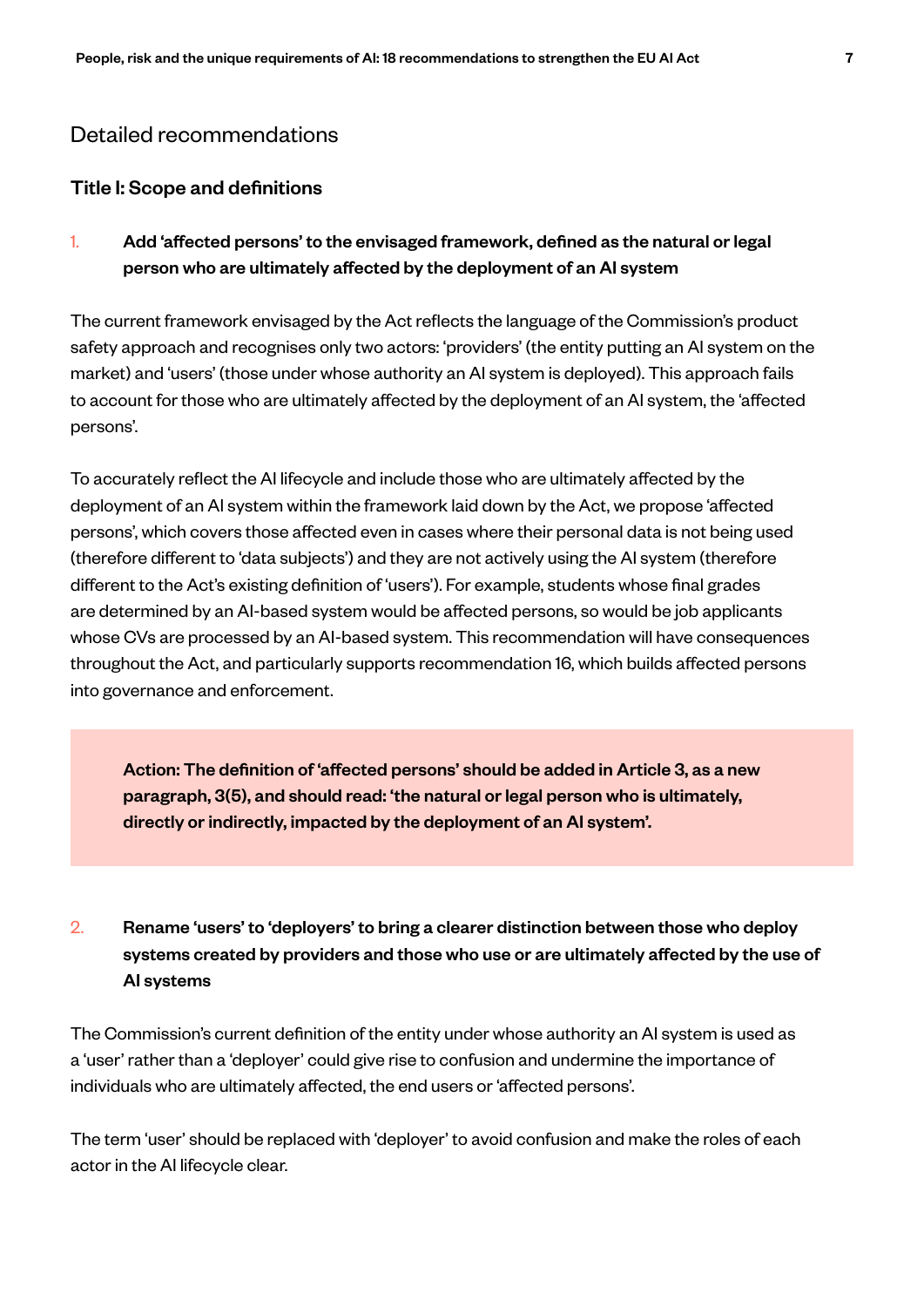## Detailed recommendations

### Title I: Scope and definitions

1. **Add 'affected persons' to the envisaged framework, defined as the natural or legal person who are ultimately affected by the deployment of an AI system**

The current framework envisaged by the Act reflects the language of the Commission's product safety approach and recognises only two actors: 'providers' (the entity putting an AI system on the market) and 'users' (those under whose authority an AI system is deployed). This approach fails to account for those who are ultimately affected by the deployment of an AI system, the 'affected persons'.

To accurately reflect the AI lifecycle and include those who are ultimately affected by the deployment of an AI system within the framework laid down by the Act, we propose 'affected persons', which covers those affected even in cases where their personal data is not being used (therefore different to 'data subjects') and they are not actively using the AI system (therefore different to the Act's existing definition of 'users'). For example, students whose final grades are determined by an AI-based system would be affected persons, so would be job applicants whose CVs are processed by an AI-based system. This recommendation will have consequences throughout the Act, and particularly supports recommendation 16, which builds affected persons into governance and enforcement.

> **Action: The definition of 'affected persons' should be added in Article 3, as a new paragraph, 3(5), and should read: 'the natural or legal person who is ultimately, directly or indirectly, impacted by the deployment of an AI system'.**

2. **Rename 'users' to 'deployers' to bring a clearer distinction between those who deploy systems created by providers and those who use or are ultimately affected by the use of AI systems**

The Commission's current definition of the entity under whose authority an AI system is used as a 'user' rather than a 'deployer' could give rise to confusion and undermine the importance of individuals who are ultimately affected, the end users or 'affected persons'.

The term 'user' should be replaced with 'deployer' to avoid confusion and make the roles of each actor in the AI lifecycle clear.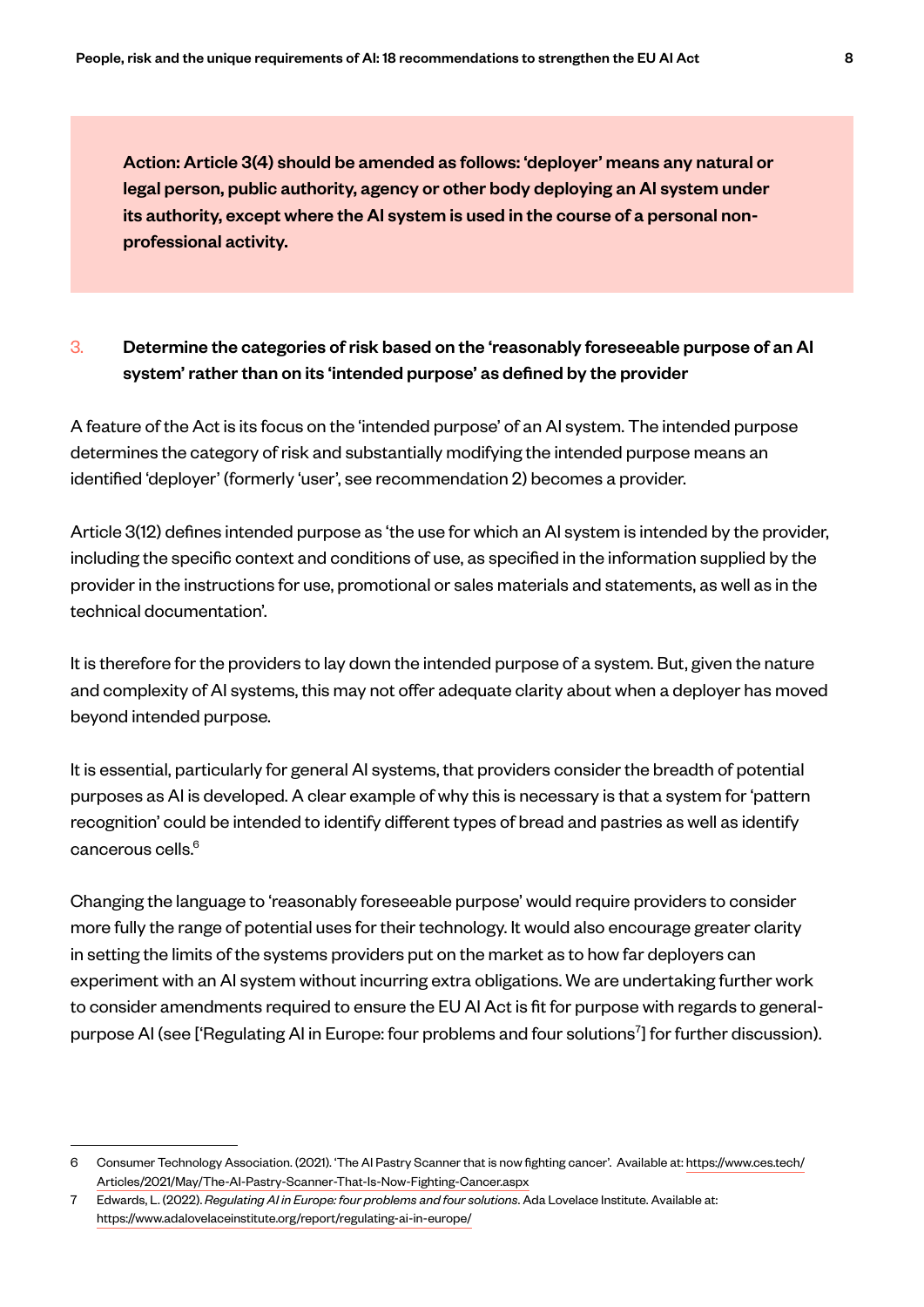**Action: Article 3(4) should be amended as follows: 'deployer' means any natural or legal person, public authority, agency or other body deploying an AI system under its authority, except where the AI system is used in the course of a personal non-professional activity.**

### 3. Determine the categories of risk based on the 'reasonably foreseeable purpose of an AI system' rather than on its 'intended purpose' as defined by the provider

A feature of the Act is its focus on the 'intended purpose' of an AI system. The intended purpose determines the category of risk and substantially modifying the intended purpose means an identified 'deployer' (formerly 'user', see recommendation 2) becomes a provider.

Article 3(12) defines intended purpose as 'the use for which an AI system is intended by the provider, including the specific context and conditions of use, as specified in the information supplied by the provider in the instructions for use, promotional or sales materials and statements, as well as in the technical documentation'.

It is therefore for the providers to lay down the intended purpose of a system. But, given the nature and complexity of AI systems, this may not offer adequate clarity about when a deployer has moved beyond intended purpose.

It is essential, particularly for general AI systems, that providers consider the breadth of potential purposes as AI is developed. A clear example of why this is necessary is that a system for 'pattern recognition' could be intended to identify different types of bread and pastries as well as identify cancerous cells.[6]

Changing the language to 'reasonably foreseeable purpose' would require providers to consider more fully the range of potential uses for their technology. It would also encourage greater clarity in setting the limits of the systems providers put on the market as to how far deployers can experiment with an AI system without incurring extra obligations. We are undertaking further work to consider amendments required to ensure the EU AI Act is fit for purpose with regards to general-purpose AI (see ['Regulating AI in Europe: four problems and four solutions[7]] for further discussion).

---

6 Consumer Technology Association. (2021). 'The AI Pastry Scanner that is now fighting cancer'. Available at: https://www.ces.tech/Articles/2021/May/The-AI-Pastry-Scanner-That-Is-Now-Fighting-Cancer.aspx

7 Edwards, L. (2022). *Regulating AI in Europe: four problems and four solutions*. Ada Lovelace Institute. Available at: https://www.adalovelaceinstitute.org/report/regulating-ai-in-europe/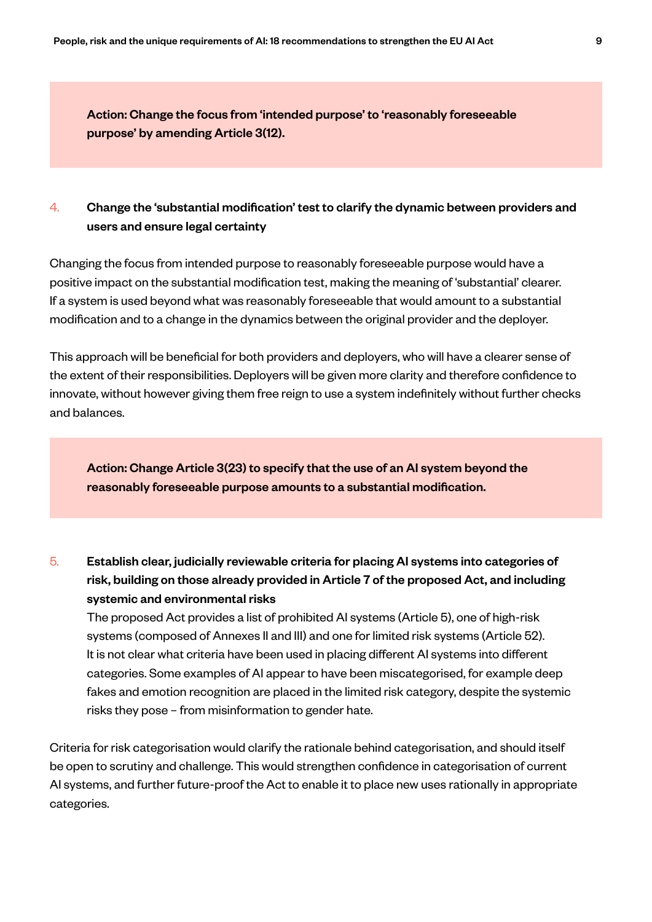**Action: Change the focus from 'intended purpose' to 'reasonably foreseeable purpose' by amending Article 3(12).**

### 4. Change the 'substantial modification' test to clarify the dynamic between providers and users and ensure legal certainty

Changing the focus from intended purpose to reasonably foreseeable purpose would have a positive impact on the substantial modification test, making the meaning of 'substantial' clearer. If a system is used beyond what was reasonably foreseeable that would amount to a substantial modification and to a change in the dynamics between the original provider and the deployer.

This approach will be beneficial for both providers and deployers, who will have a clearer sense of the extent of their responsibilities. Deployers will be given more clarity and therefore confidence to innovate, without however giving them free reign to use a system indefinitely without further checks and balances.

**Action: Change Article 3(23) to specify that the use of an AI system beyond the reasonably foreseeable purpose amounts to a substantial modification.**

### 5. Establish clear, judicially reviewable criteria for placing AI systems into categories of risk, building on those already provided in Article 7 of the proposed Act, and including systemic and environmental risks

The proposed Act provides a list of prohibited AI systems (Article 5), one of high-risk systems (composed of Annexes II and III) and one for limited risk systems (Article 52). It is not clear what criteria have been used in placing different AI systems into different categories. Some examples of AI appear to have been miscategorised, for example deep fakes and emotion recognition are placed in the limited risk category, despite the systemic risks they pose – from misinformation to gender hate.

Criteria for risk categorisation would clarify the rationale behind categorisation, and should itself be open to scrutiny and challenge. This would strengthen confidence in categorisation of current AI systems, and further future-proof the Act to enable it to place new uses rationally in appropriate categories.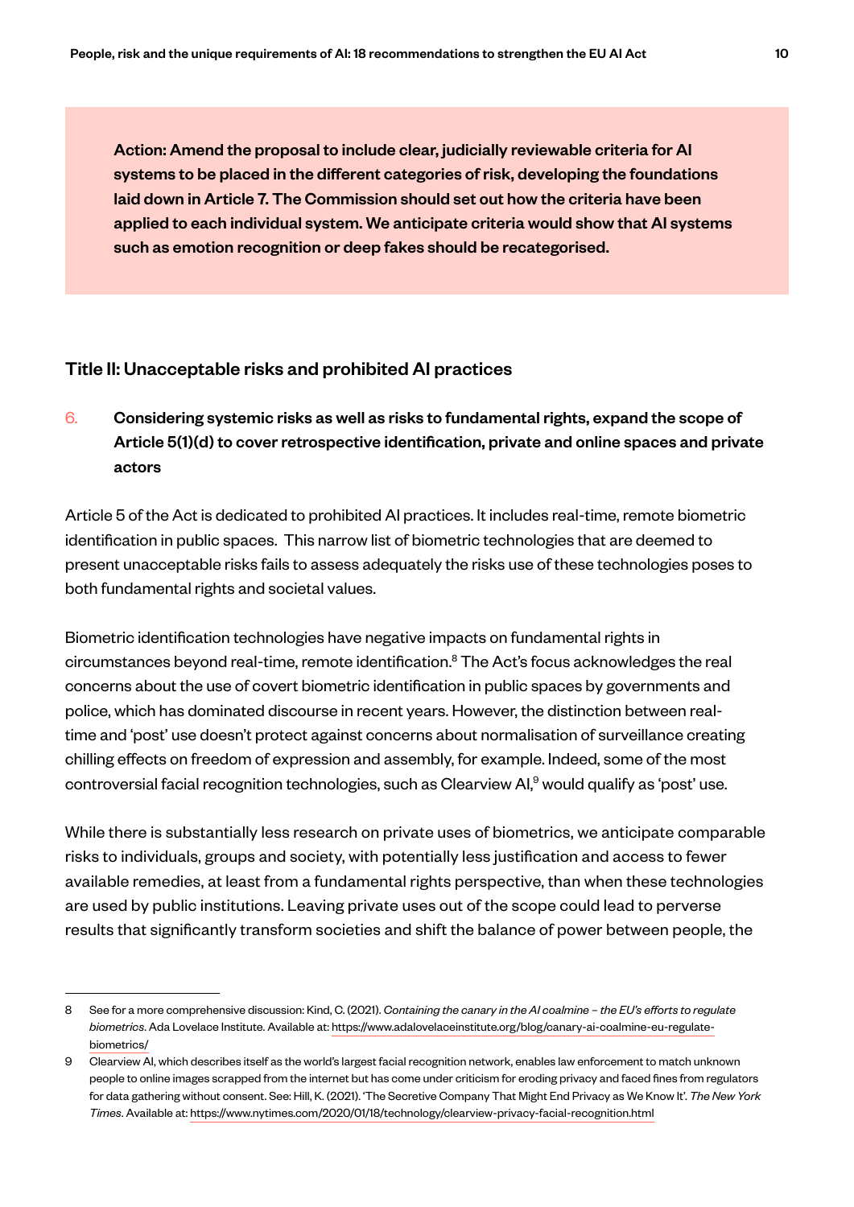**Action: Amend the proposal to include clear, judicially reviewable criteria for AI systems to be placed in the different categories of risk, developing the foundations laid down in Article 7. The Commission should set out how the criteria have been applied to each individual system. We anticipate criteria would show that AI systems such as emotion recognition or deep fakes should be recategorised.**

## Title II: Unacceptable risks and prohibited AI practices

### 6. Considering systemic risks as well as risks to fundamental rights, expand the scope of Article 5(1)(d) to cover retrospective identification, private and online spaces and private actors

Article 5 of the Act is dedicated to prohibited AI practices. It includes real-time, remote biometric identification in public spaces. This narrow list of biometric technologies that are deemed to present unacceptable risks fails to assess adequately the risks use of these technologies poses to both fundamental rights and societal values.

Biometric identification technologies have negative impacts on fundamental rights in circumstances beyond real-time, remote identification.[8] The Act's focus acknowledges the real concerns about the use of covert biometric identification in public spaces by governments and police, which has dominated discourse in recent years. However, the distinction between real-time and 'post' use doesn't protect against concerns about normalisation of surveillance creating chilling effects on freedom of expression and assembly, for example. Indeed, some of the most controversial facial recognition technologies, such as Clearview AI,[9] would qualify as 'post' use.

While there is substantially less research on private uses of biometrics, we anticipate comparable risks to individuals, groups and society, with potentially less justification and access to fewer available remedies, at least from a fundamental rights perspective, than when these technologies are used by public institutions. Leaving private uses out of the scope could lead to perverse results that significantly transform societies and shift the balance of power between people, the

---

8 See for a more comprehensive discussion: Kind, C. (2021). *Containing the canary in the AI coalmine – the EU's efforts to regulate biometrics*. Ada Lovelace Institute. Available at: https://www.adalovelaceinstitute.org/blog/canary-ai-coalmine-eu-regulate-biometrics/

9 Clearview AI, which describes itself as the world's largest facial recognition network, enables law enforcement to match unknown people to online images scrapped from the internet but has come under criticism for eroding privacy and faced fines from regulators for data gathering without consent. See: Hill, K. (2021). 'The Secretive Company That Might End Privacy as We Know It'. *The New York Times*. Available at: https://www.nytimes.com/2020/01/18/technology/clearview-privacy-facial-recognition.html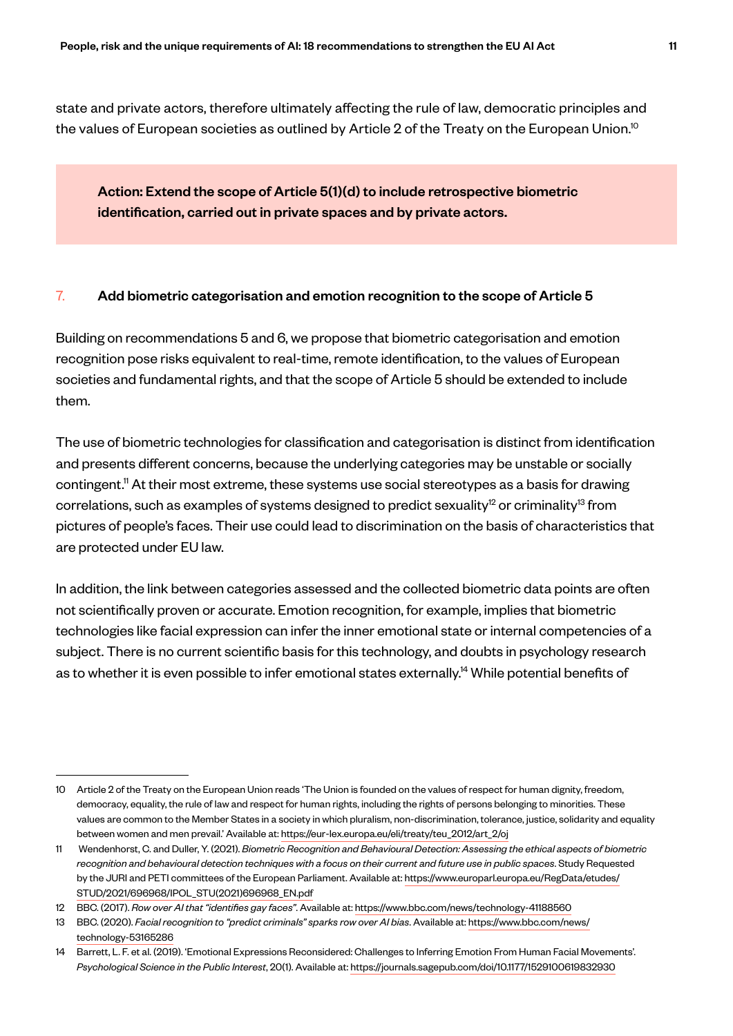state and private actors, therefore ultimately affecting the rule of law, democratic principles and the values of European societies as outlined by Article 2 of the Treaty on the European Union.[10]

> **Action: Extend the scope of Article 5(1)(d) to include retrospective biometric identification, carried out in private spaces and by private actors.**

## 7. Add biometric categorisation and emotion recognition to the scope of Article 5

Building on recommendations 5 and 6, we propose that biometric categorisation and emotion recognition pose risks equivalent to real-time, remote identification, to the values of European societies and fundamental rights, and that the scope of Article 5 should be extended to include them.

The use of biometric technologies for classification and categorisation is distinct from identification and presents different concerns, because the underlying categories may be unstable or socially contingent.[11] At their most extreme, these systems use social stereotypes as a basis for drawing correlations, such as examples of systems designed to predict sexuality[12] or criminality[13] from pictures of people's faces. Their use could lead to discrimination on the basis of characteristics that are protected under EU law.

In addition, the link between categories assessed and the collected biometric data points are often not scientifically proven or accurate. Emotion recognition, for example, implies that biometric technologies like facial expression can infer the inner emotional state or internal competencies of a subject. There is no current scientific basis for this technology, and doubts in psychology research as to whether it is even possible to infer emotional states externally.[14] While potential benefits of

---

10 Article 2 of the Treaty on the European Union reads 'The Union is founded on the values of respect for human dignity, freedom, democracy, equality, the rule of law and respect for human rights, including the rights of persons belonging to minorities. These values are common to the Member States in a society in which pluralism, non-discrimination, tolerance, justice, solidarity and equality between women and men prevail.' Available at: https://eur-lex.europa.eu/eli/treaty/teu_2012/art_2/oj

11 Wendenhorst, C. and Duller, Y. (2021). *Biometric Recognition and Behavioural Detection: Assessing the ethical aspects of biometric recognition and behavioural detection techniques with a focus on their current and future use in public spaces*. Study Requested by the JURI and PETI committees of the European Parliament. Available at: https://www.europarl.europa.eu/RegData/etudes/STUD/2021/696968/IPOL_STU(2021)696968_EN.pdf

12 BBC. (2017). *Row over AI that "identifies gay faces"*. Available at: https://www.bbc.com/news/technology-41188560

13 BBC. (2020). *Facial recognition to "predict criminals" sparks row over AI bias*. Available at: https://www.bbc.com/news/technology-53165286

14 Barrett, L. F. et al. (2019). 'Emotional Expressions Reconsidered: Challenges to Inferring Emotion From Human Facial Movements'. *Psychological Science in the Public Interest*, 20(1). Available at: https://journals.sagepub.com/doi/10.1177/1529100619832930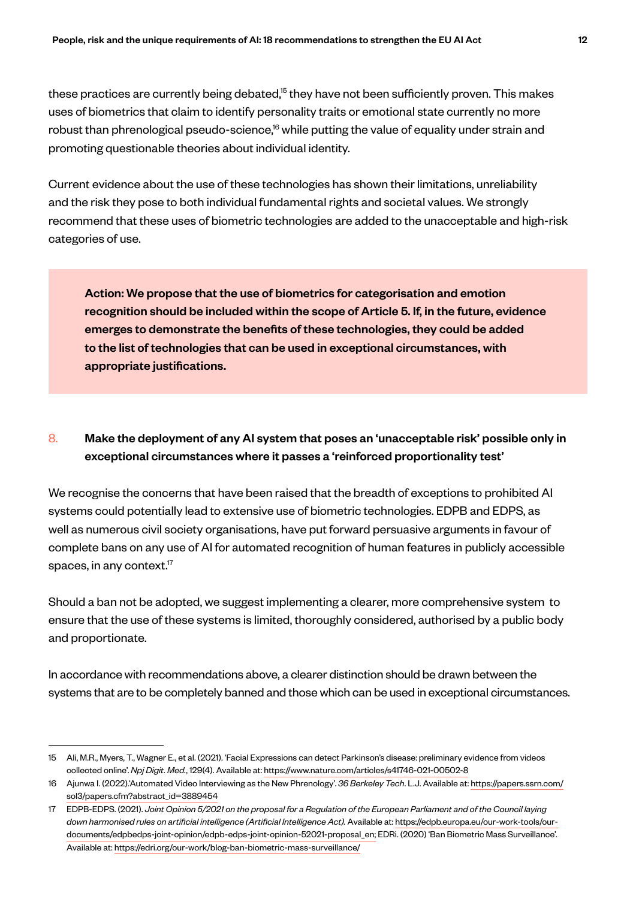these practices are currently being debated,[15] they have not been sufficiently proven. This makes uses of biometrics that claim to identify personality traits or emotional state currently no more robust than phrenological pseudo-science,[16] while putting the value of equality under strain and promoting questionable theories about individual identity.

Current evidence about the use of these technologies has shown their limitations, unreliability and the risk they pose to both individual fundamental rights and societal values. We strongly recommend that these uses of biometric technologies are added to the unacceptable and high-risk categories of use.

> **Action: We propose that the use of biometrics for categorisation and emotion recognition should be included within the scope of Article 5. If, in the future, evidence emerges to demonstrate the benefits of these technologies, they could be added to the list of technologies that can be used in exceptional circumstances, with appropriate justifications.**

### 8. Make the deployment of any AI system that poses an 'unacceptable risk' possible only in exceptional circumstances where it passes a 'reinforced proportionality test'

We recognise the concerns that have been raised that the breadth of exceptions to prohibited AI systems could potentially lead to extensive use of biometric technologies. EDPB and EDPS, as well as numerous civil society organisations, have put forward persuasive arguments in favour of complete bans on any use of AI for automated recognition of human features in publicly accessible spaces, in any context.[17]

Should a ban not be adopted, we suggest implementing a clearer, more comprehensive system to ensure that the use of these systems is limited, thoroughly considered, authorised by a public body and proportionate.

In accordance with recommendations above, a clearer distinction should be drawn between the systems that are to be completely banned and those which can be used in exceptional circumstances.

---

15 Ali, M.R., Myers, T., Wagner E., et al. (2021). 'Facial Expressions can detect Parkinson's disease: preliminary evidence from videos collected online'. *Npj Digit. Med.*, 129(4). Available at: https://www.nature.com/articles/s41746-021-00502-8

16 Ajunwa I. (2022).'Automated Video Interviewing as the New Phrenology'. *36 Berkeley Tech.* L.J. Available at: https://papers.ssrn.com/sol3/papers.cfm?abstract_id=3889454

17 EDPB-EDPS. (2021). *Joint Opinion 5/2021 on the proposal for a Regulation of the European Parliament and of the Council laying down harmonised rules on artificial intelligence (Artificial Intelligence Act).* Available at: https://edpb.europa.eu/our-work-tools/our-documents/edpbedps-joint-opinion/edpb-edps-joint-opinion-52021-proposal_en; EDRi. (2020) 'Ban Biometric Mass Surveillance'. Available at: https://edri.org/our-work/blog-ban-biometric-mass-surveillance/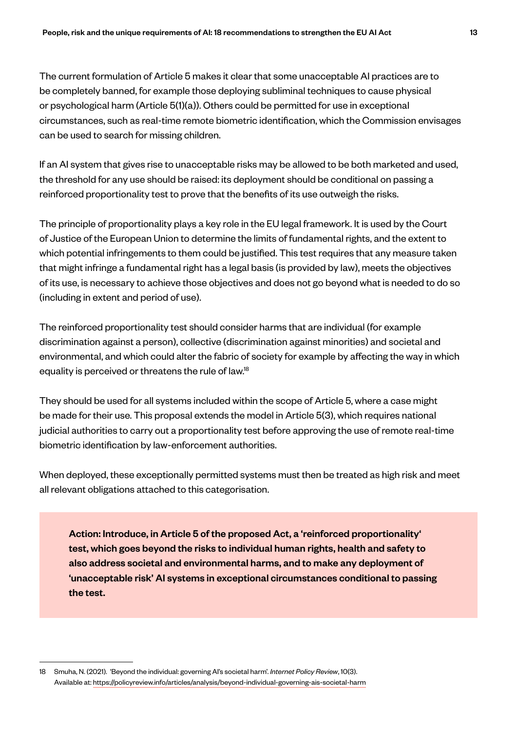The current formulation of Article 5 makes it clear that some unacceptable AI practices are to be completely banned, for example those deploying subliminal techniques to cause physical or psychological harm (Article 5(1)(a)). Others could be permitted for use in exceptional circumstances, such as real-time remote biometric identification, which the Commission envisages can be used to search for missing children.

If an AI system that gives rise to unacceptable risks may be allowed to be both marketed and used, the threshold for any use should be raised: its deployment should be conditional on passing a reinforced proportionality test to prove that the benefits of its use outweigh the risks.

The principle of proportionality plays a key role in the EU legal framework. It is used by the Court of Justice of the European Union to determine the limits of fundamental rights, and the extent to which potential infringements to them could be justified. This test requires that any measure taken that might infringe a fundamental right has a legal basis (is provided by law), meets the objectives of its use, is necessary to achieve those objectives and does not go beyond what is needed to do so (including in extent and period of use).

The reinforced proportionality test should consider harms that are individual (for example discrimination against a person), collective (discrimination against minorities) and societal and environmental, and which could alter the fabric of society for example by affecting the way in which equality is perceived or threatens the rule of law.[18]

They should be used for all systems included within the scope of Article 5, where a case might be made for their use. This proposal extends the model in Article 5(3), which requires national judicial authorities to carry out a proportionality test before approving the use of remote real-time biometric identification by law-enforcement authorities.

When deployed, these exceptionally permitted systems must then be treated as high risk and meet all relevant obligations attached to this categorisation.

> **Action: Introduce, in Article 5 of the proposed Act, a 'reinforced proportionality' test, which goes beyond the risks to individual human rights, health and safety to also address societal and environmental harms, and to make any deployment of 'unacceptable risk' AI systems in exceptional circumstances conditional to passing the test.**

---

18 Smuha, N. (2021). 'Beyond the individual: governing AI's societal harm'. *Internet Policy Review*, 10(3). Available at: https://policyreview.info/articles/analysis/beyond-individual-governing-ais-societal-harm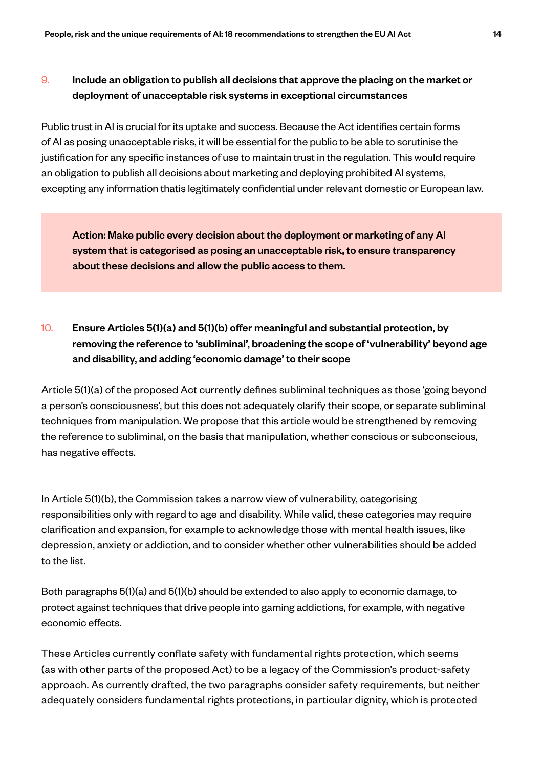### 9. Include an obligation to publish all decisions that approve the placing on the market or deployment of unacceptable risk systems in exceptional circumstances

Public trust in AI is crucial for its uptake and success. Because the Act identifies certain forms of AI as posing unacceptable risks, it will be essential for the public to be able to scrutinise the justification for any specific instances of use to maintain trust in the regulation. This would require an obligation to publish all decisions about marketing and deploying prohibited AI systems, excepting any information thatis legitimately confidential under relevant domestic or European law.

> **Action: Make public every decision about the deployment or marketing of any AI system that is categorised as posing an unacceptable risk, to ensure transparency about these decisions and allow the public access to them.**

### 10. Ensure Articles 5(1)(a) and 5(1)(b) offer meaningful and substantial protection, by removing the reference to 'subliminal', broadening the scope of 'vulnerability' beyond age and disability, and adding 'economic damage' to their scope

Article 5(1)(a) of the proposed Act currently defines subliminal techniques as those 'going beyond a person's consciousness', but this does not adequately clarify their scope, or separate subliminal techniques from manipulation. We propose that this article would be strengthened by removing the reference to subliminal, on the basis that manipulation, whether conscious or subconscious, has negative effects.

In Article 5(1)(b), the Commission takes a narrow view of vulnerability, categorising responsibilities only with regard to age and disability. While valid, these categories may require clarification and expansion, for example to acknowledge those with mental health issues, like depression, anxiety or addiction, and to consider whether other vulnerabilities should be added to the list.

Both paragraphs 5(1)(a) and 5(1)(b) should be extended to also apply to economic damage, to protect against techniques that drive people into gaming addictions, for example, with negative economic effects.

These Articles currently conflate safety with fundamental rights protection, which seems (as with other parts of the proposed Act) to be a legacy of the Commission's product-safety approach. As currently drafted, the two paragraphs consider safety requirements, but neither adequately considers fundamental rights protections, in particular dignity, which is protected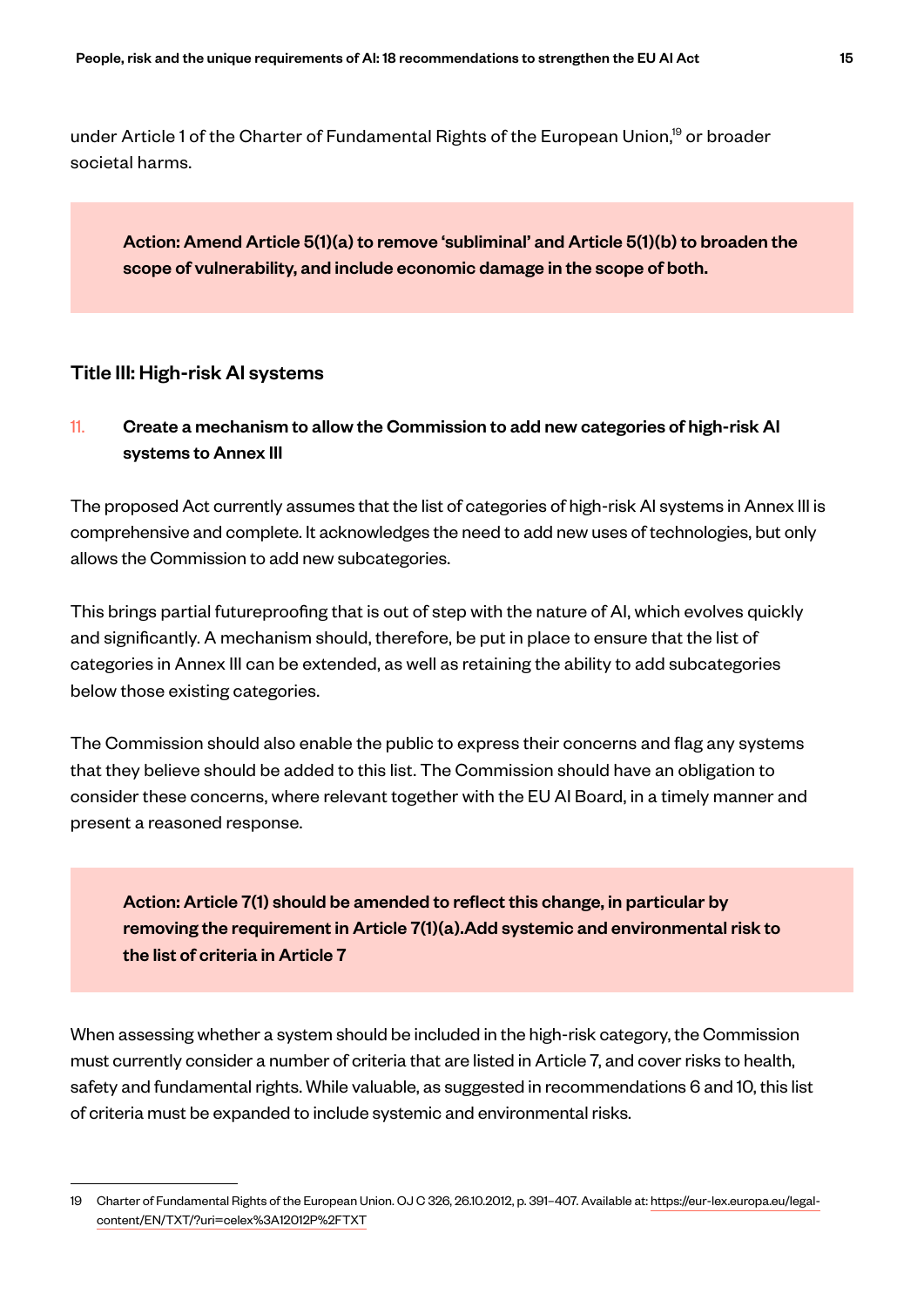under Article 1 of the Charter of Fundamental Rights of the European Union,[19] or broader societal harms.

> **Action: Amend Article 5(1)(a) to remove 'subliminal' and Article 5(1)(b) to broaden the scope of vulnerability, and include economic damage in the scope of both.**

## Title III: High-risk AI systems

### 11. Create a mechanism to allow the Commission to add new categories of high-risk AI systems to Annex III

The proposed Act currently assumes that the list of categories of high-risk AI systems in Annex III is comprehensive and complete. It acknowledges the need to add new uses of technologies, but only allows the Commission to add new subcategories.

This brings partial futureproofing that is out of step with the nature of AI, which evolves quickly and significantly. A mechanism should, therefore, be put in place to ensure that the list of categories in Annex III can be extended, as well as retaining the ability to add subcategories below those existing categories.

The Commission should also enable the public to express their concerns and flag any systems that they believe should be added to this list. The Commission should have an obligation to consider these concerns, where relevant together with the EU AI Board, in a timely manner and present a reasoned response.

> **Action: Article 7(1) should be amended to reflect this change, in particular by removing the requirement in Article 7(1)(a).Add systemic and environmental risk to the list of criteria in Article 7**

When assessing whether a system should be included in the high-risk category, the Commission must currently consider a number of criteria that are listed in Article 7, and cover risks to health, safety and fundamental rights. While valuable, as suggested in recommendations 6 and 10, this list of criteria must be expanded to include systemic and environmental risks.

---

19 Charter of Fundamental Rights of the European Union. OJ C 326, 26.10.2012, p. 391–407. Available at: https://eur-lex.europa.eu/legal-content/EN/TXT/?uri=celex%3A12012P%2FTXT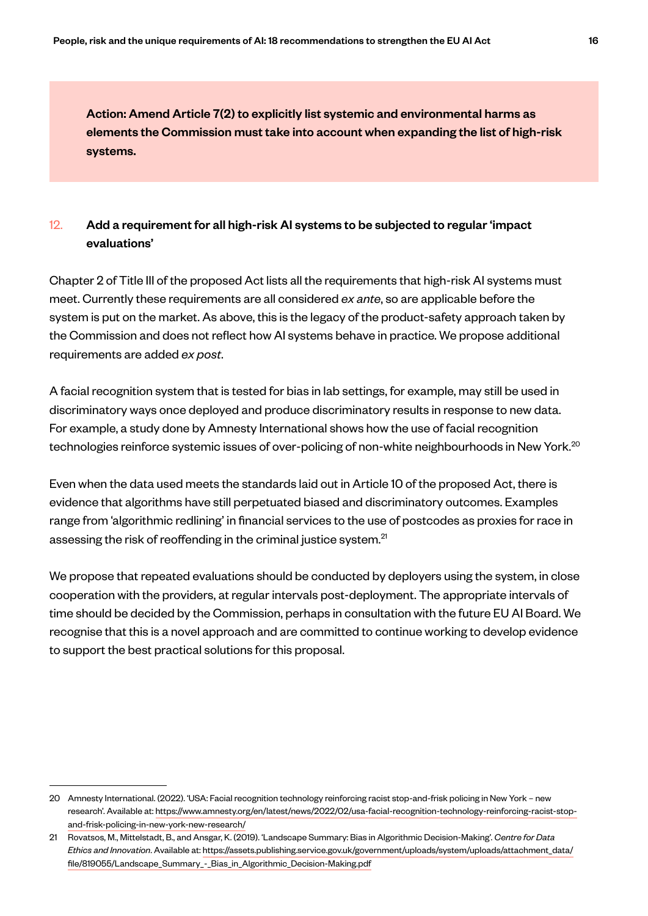**Action: Amend Article 7(2) to explicitly list systemic and environmental harms as elements the Commission must take into account when expanding the list of high-risk systems.**

## 12. Add a requirement for all high-risk AI systems to be subjected to regular 'impact evaluations'

Chapter 2 of Title III of the proposed Act lists all the requirements that high-risk AI systems must meet. Currently these requirements are all considered *ex ante*, so are applicable before the system is put on the market. As above, this is the legacy of the product-safety approach taken by the Commission and does not reflect how AI systems behave in practice. We propose additional requirements are added *ex post*.

A facial recognition system that is tested for bias in lab settings, for example, may still be used in discriminatory ways once deployed and produce discriminatory results in response to new data. For example, a study done by Amnesty International shows how the use of facial recognition technologies reinforce systemic issues of over-policing of non-white neighbourhoods in New York.[20]

Even when the data used meets the standards laid out in Article 10 of the proposed Act, there is evidence that algorithms have still perpetuated biased and discriminatory outcomes. Examples range from 'algorithmic redlining' in financial services to the use of postcodes as proxies for race in assessing the risk of reoffending in the criminal justice system.[21]

We propose that repeated evaluations should be conducted by deployers using the system, in close cooperation with the providers, at regular intervals post-deployment. The appropriate intervals of time should be decided by the Commission, perhaps in consultation with the future EU AI Board. We recognise that this is a novel approach and are committed to continue working to develop evidence to support the best practical solutions for this proposal.

---

20 Amnesty International. (2022). 'USA: Facial recognition technology reinforcing racist stop-and-frisk policing in New York – new research'. Available at: https://www.amnesty.org/en/latest/news/2022/02/usa-facial-recognition-technology-reinforcing-racist-stop-and-frisk-policing-in-new-york-new-research/

21 Rovatsos, M., Mittelstadt, B., and Ansgar, K. (2019). 'Landscape Summary: Bias in Algorithmic Decision-Making'. *Centre for Data Ethics and Innovation*. Available at: https://assets.publishing.service.gov.uk/government/uploads/system/uploads/attachment_data/file/819055/Landscape_Summary_-_Bias_in_Algorithmic_Decision-Making.pdf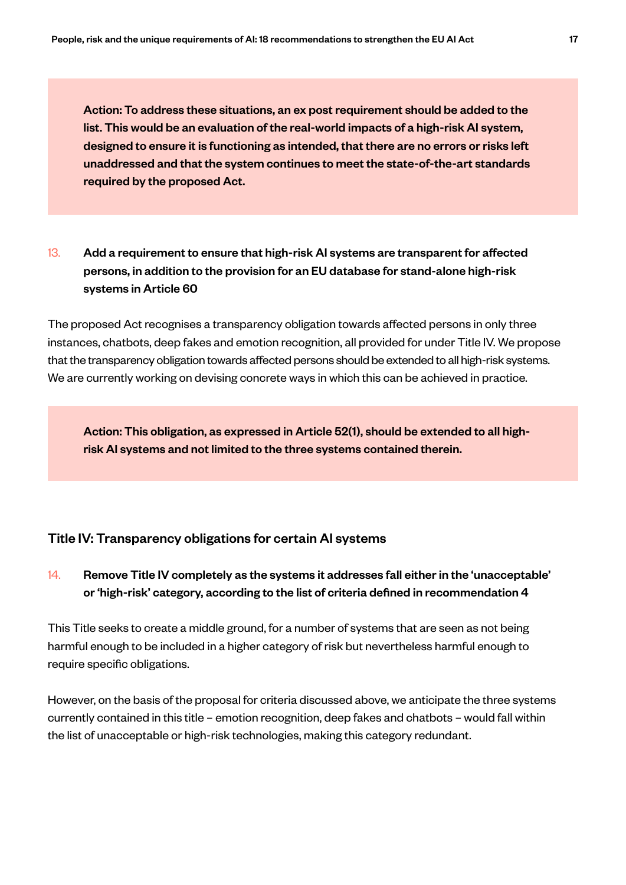**Action: To address these situations, an ex post requirement should be added to the list. This would be an evaluation of the real-world impacts of a high-risk AI system, designed to ensure it is functioning as intended, that there are no errors or risks left unaddressed and that the system continues to meet the state-of-the-art standards required by the proposed Act.**

13. **Add a requirement to ensure that high-risk AI systems are transparent for affected persons, in addition to the provision for an EU database for stand-alone high-risk systems in Article 60**

The proposed Act recognises a transparency obligation towards affected persons in only three instances, chatbots, deep fakes and emotion recognition, all provided for under Title IV. We propose that the transparency obligation towards affected persons should be extended to all high-risk systems. We are currently working on devising concrete ways in which this can be achieved in practice.

**Action: This obligation, as expressed in Article 52(1), should be extended to all high-risk AI systems and not limited to the three systems contained therein.**

## Title IV: Transparency obligations for certain AI systems

14. **Remove Title IV completely as the systems it addresses fall either in the 'unacceptable' or 'high-risk' category, according to the list of criteria defined in recommendation 4**

This Title seeks to create a middle ground, for a number of systems that are seen as not being harmful enough to be included in a higher category of risk but nevertheless harmful enough to require specific obligations.

However, on the basis of the proposal for criteria discussed above, we anticipate the three systems currently contained in this title – emotion recognition, deep fakes and chatbots – would fall within the list of unacceptable or high-risk technologies, making this category redundant.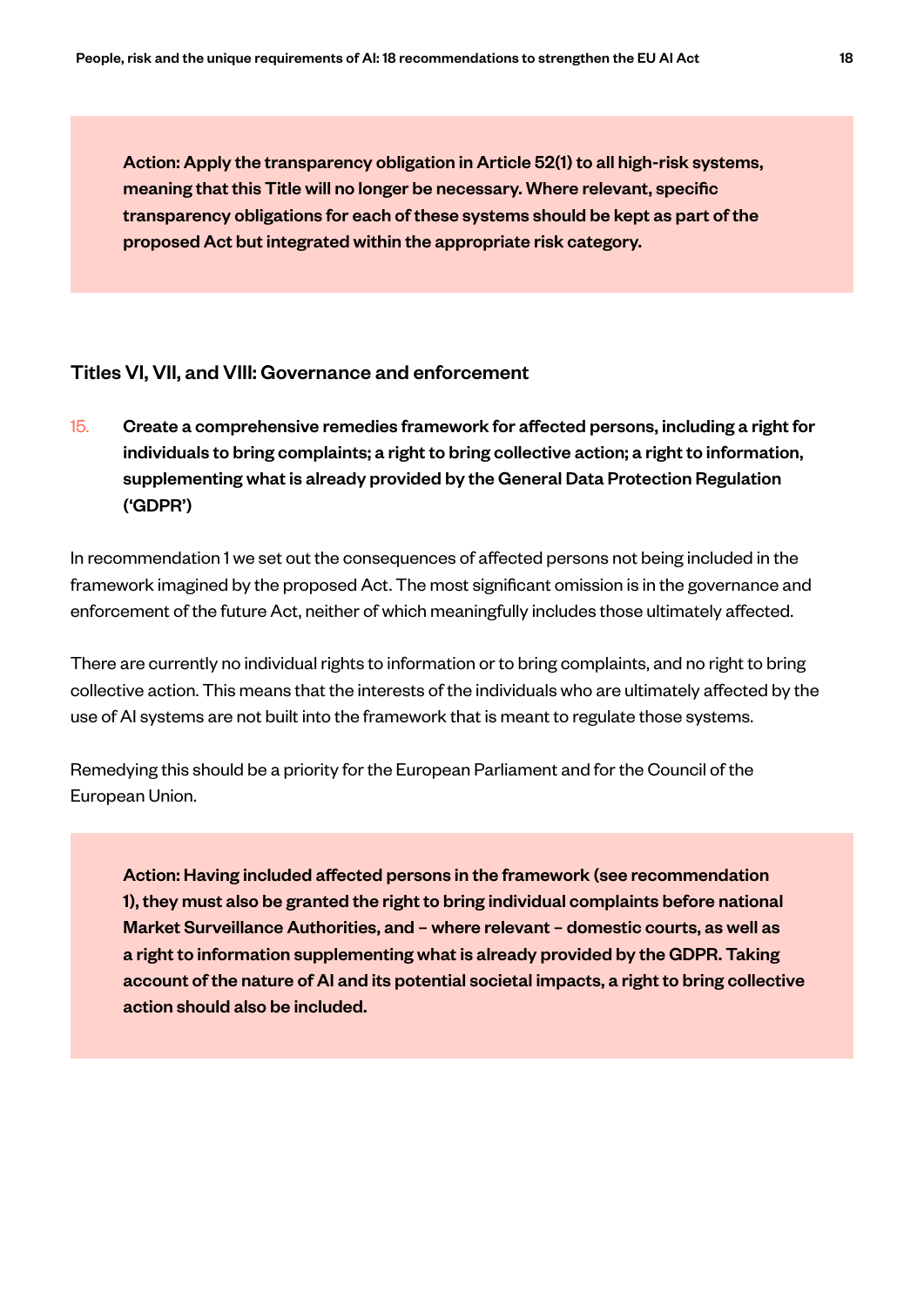**Action: Apply the transparency obligation in Article 52(1) to all high-risk systems, meaning that this Title will no longer be necessary. Where relevant, specific transparency obligations for each of these systems should be kept as part of the proposed Act but integrated within the appropriate risk category.**

## Titles VI, VII, and VIII: Governance and enforcement

### 15. Create a comprehensive remedies framework for affected persons, including a right for individuals to bring complaints; a right to bring collective action; a right to information, supplementing what is already provided by the General Data Protection Regulation ('GDPR')

In recommendation 1 we set out the consequences of affected persons not being included in the framework imagined by the proposed Act. The most significant omission is in the governance and enforcement of the future Act, neither of which meaningfully includes those ultimately affected.

There are currently no individual rights to information or to bring complaints, and no right to bring collective action. This means that the interests of the individuals who are ultimately affected by the use of AI systems are not built into the framework that is meant to regulate those systems.

Remedying this should be a priority for the European Parliament and for the Council of the European Union.

**Action: Having included affected persons in the framework (see recommendation 1), they must also be granted the right to bring individual complaints before national Market Surveillance Authorities, and – where relevant – domestic courts, as well as a right to information supplementing what is already provided by the GDPR. Taking account of the nature of AI and its potential societal impacts, a right to bring collective action should also be included.**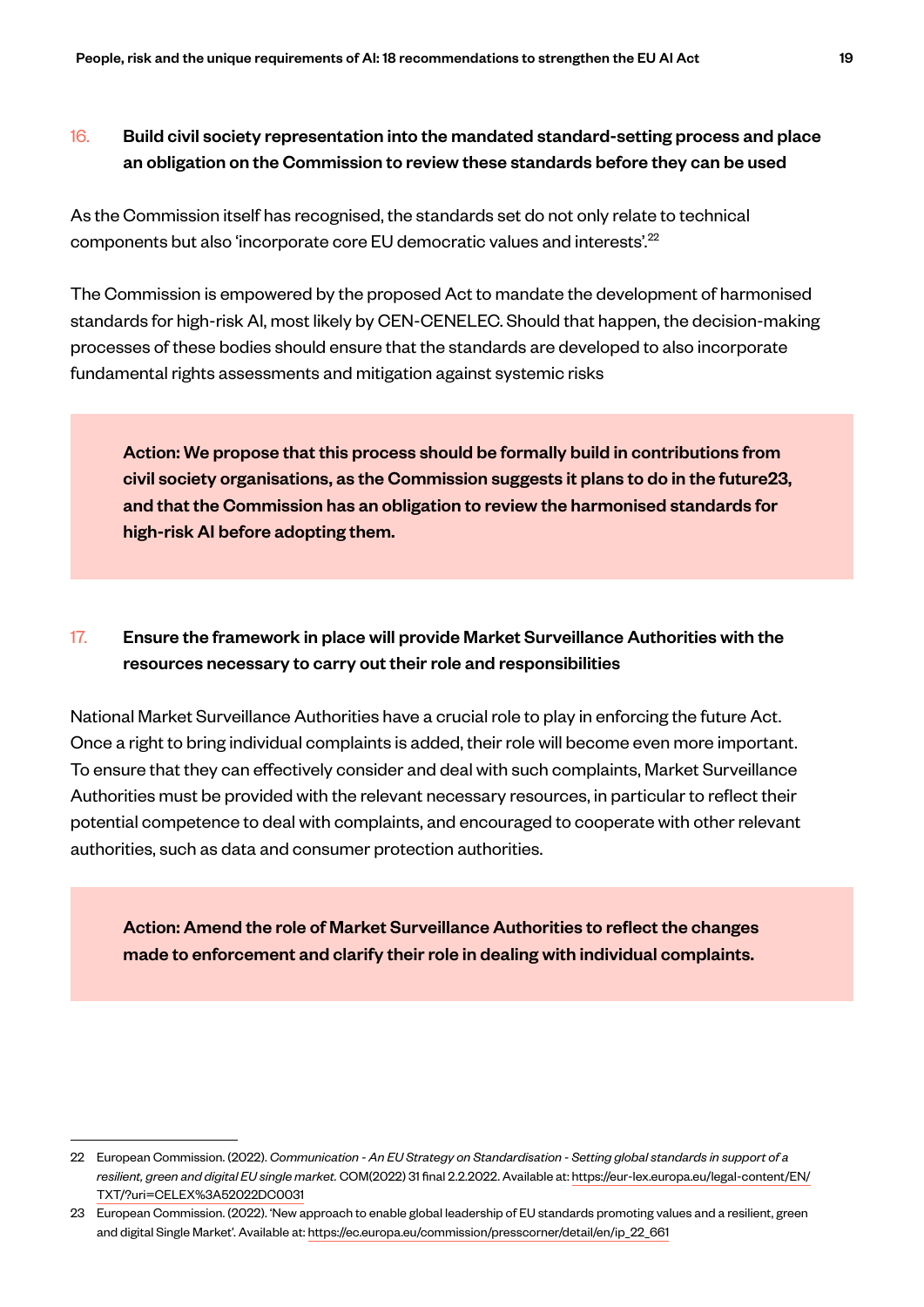### 16. Build civil society representation into the mandated standard-setting process and place an obligation on the Commission to review these standards before they can be used

As the Commission itself has recognised, the standards set do not only relate to technical components but also 'incorporate core EU democratic values and interests'.[22]

The Commission is empowered by the proposed Act to mandate the development of harmonised standards for high-risk AI, most likely by CEN-CENELEC. Should that happen, the decision-making processes of these bodies should ensure that the standards are developed to also incorporate fundamental rights assessments and mitigation against systemic risks

**Action: We propose that this process should be formally build in contributions from civil society organisations, as the Commission suggests it plans to do in the future23, and that the Commission has an obligation to review the harmonised standards for high-risk AI before adopting them.**

### 17. Ensure the framework in place will provide Market Surveillance Authorities with the resources necessary to carry out their role and responsibilities

National Market Surveillance Authorities have a crucial role to play in enforcing the future Act. Once a right to bring individual complaints is added, their role will become even more important. To ensure that they can effectively consider and deal with such complaints, Market Surveillance Authorities must be provided with the relevant necessary resources, in particular to reflect their potential competence to deal with complaints, and encouraged to cooperate with other relevant authorities, such as data and consumer protection authorities.

**Action: Amend the role of Market Surveillance Authorities to reflect the changes made to enforcement and clarify their role in dealing with individual complaints.**

---

22 European Commission. (2022). *Communication - An EU Strategy on Standardisation - Setting global standards in support of a resilient, green and digital EU single market.* COM(2022) 31 final 2.2.2022. Available at: https://eur-lex.europa.eu/legal-content/EN/TXT/?uri=CELEX%3A52022DC0031

23 European Commission. (2022). 'New approach to enable global leadership of EU standards promoting values and a resilient, green and digital Single Market'. Available at: https://ec.europa.eu/commission/presscorner/detail/en/ip_22_661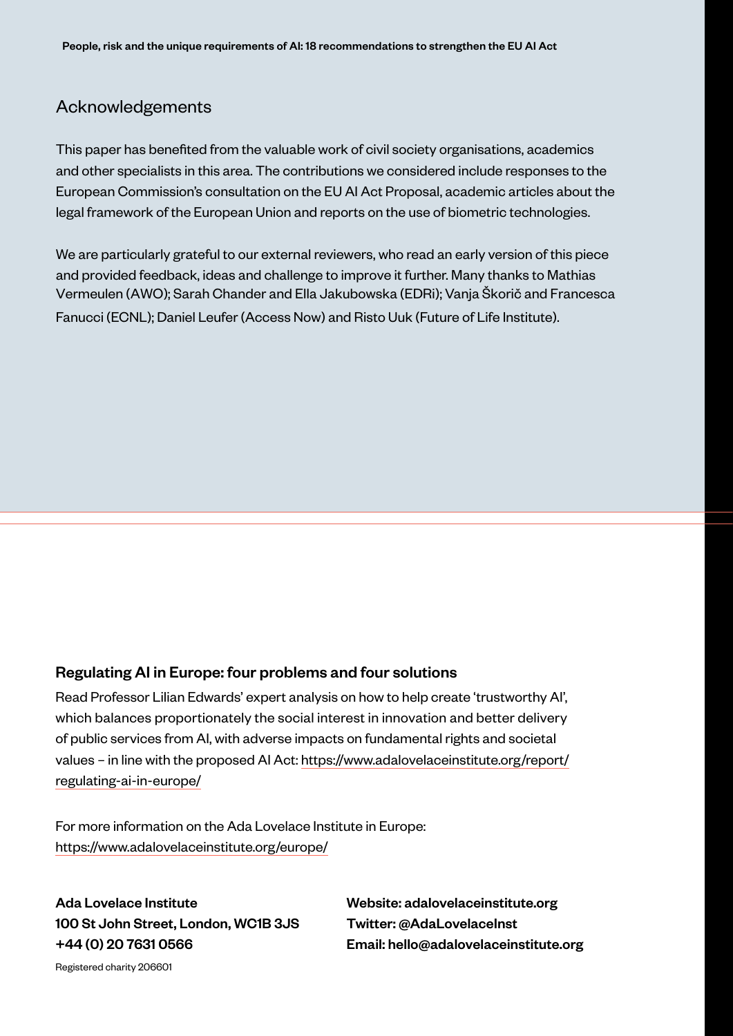## Acknowledgements

This paper has benefited from the valuable work of civil society organisations, academics and other specialists in this area. The contributions we considered include responses to the European Commission's consultation on the EU AI Act Proposal, academic articles about the legal framework of the European Union and reports on the use of biometric technologies.

We are particularly grateful to our external reviewers, who read an early version of this piece and provided feedback, ideas and challenge to improve it further. Many thanks to Mathias Vermeulen (AWO); Sarah Chander and Ella Jakubowska (EDRi); Vanja Škorič and Francesca Fanucci (ECNL); Daniel Leufer (Access Now) and Risto Uuk (Future of Life Institute).

**Regulating AI in Europe: four problems and four solutions**

Read Professor Lilian Edwards' expert analysis on how to help create 'trustworthy AI', which balances proportionately the social interest in innovation and better delivery of public services from AI, with adverse impacts on fundamental rights and societal values – in line with the proposed AI Act: https://www.adalovelaceinstitute.org/report/regulating-ai-in-europe/

For more information on the Ada Lovelace Institute in Europe: https://www.adalovelaceinstitute.org/europe/

**Ada Lovelace Institute**
**100 St John Street, London, WC1B 3JS**
**+44 (0) 20 7631 0566**

**Website: adalovelaceinstitute.org**
**Twitter: @AdaLovelaceInst**
**Email: hello@adalovelaceinstitute.org**

Registered charity 206601